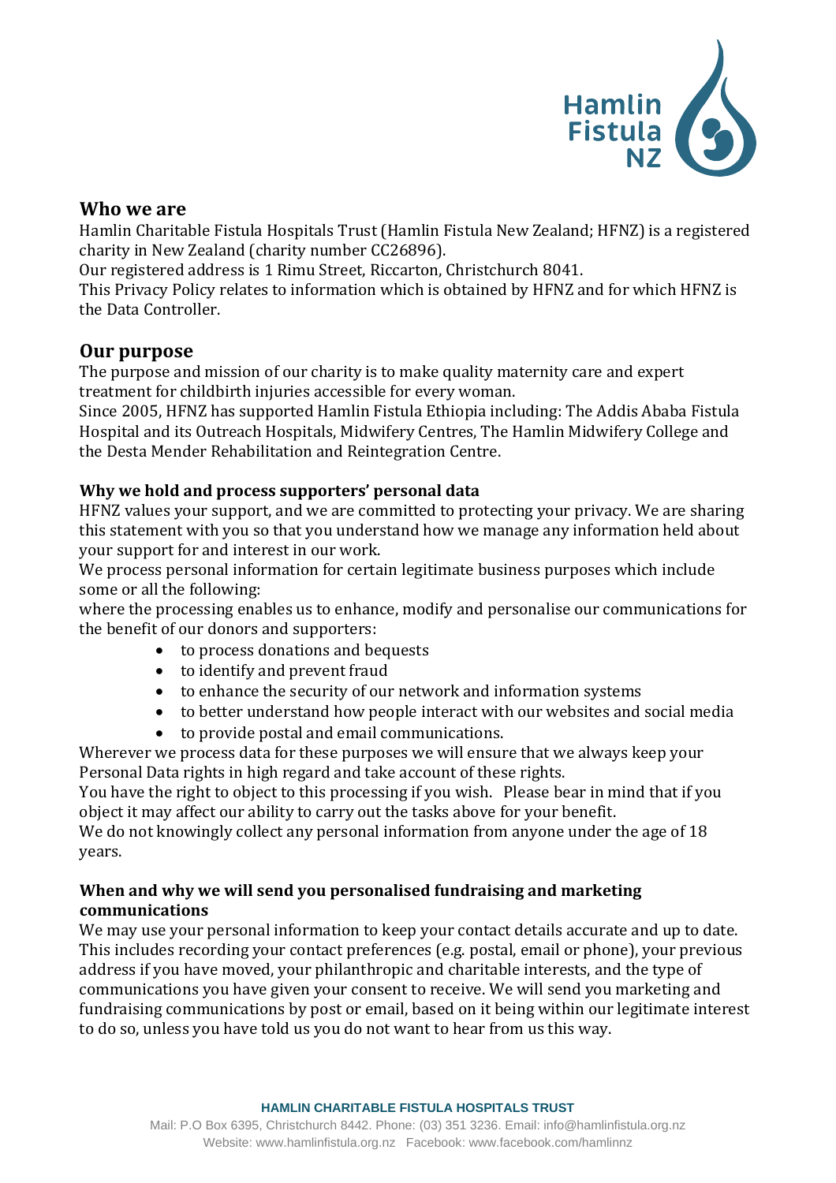## Who we are

Hamlin Charitable Fistula Hospitals Trust (Hamlin Fistula New Zealand; HFNZ) is a registered charity in New Zealand (charity number CC26896).

Our registered address is 1 Rimu Street, Riccarton, Christchurch 8041.

This Privacy Policy relates to information which is obtained by HFNZ and for which HFNZ is the Data Controller.

## Our purpose

The purpose and mission of our charity is to make quality maternity care and expert treatment for childbirth injuries accessible for every woman.

Since 2005, HFNZ has supported Hamlin Fistula Ethiopia including: The Addis Ababa Fistula Hospital and its Outreach Hospitals, Midwifery Centres, The Hamlin Midwifery College and the Desta Mender Rehabilitation and Reintegration Centre.

### Why we hold and process supporters' personal data

HFNZ values your support, and we are committed to protecting your privacy. We are sharing this statement with you so that you understand how we manage any information held about your support for and interest in our work.

We process personal information for certain legitimate business purposes which include some or all the following:

where the processing enables us to enhance, modify and personalise our communications for the benefit of our donors and supporters:

- to process donations and bequests
- to identify and prevent fraud
- to enhance the security of our network and information systems
- to better understand how people interact with our websites and social media
- to provide postal and email communications.

Wherever we process data for these purposes we will ensure that we always keep your Personal Data rights in high regard and take account of these rights.

You have the right to object to this processing if you wish. Please bear in mind that if you object it may affect our ability to carry out the tasks above for your benefit.

We do not knowingly collect any personal information from anyone under the age of 18 years.

### When and why we will send you personalised fundraising and marketing communications

We may use your personal information to keep your contact details accurate and up to date. This includes recording your contact preferences (e.g. postal, email or phone), your previous address if you have moved, your philanthropic and charitable interests, and the type of communications you have given your consent to receive. We will send you marketing and fundraising communications by post or email, based on it being within our legitimate interest to do so, unless you have told us you do not want to hear from us this way.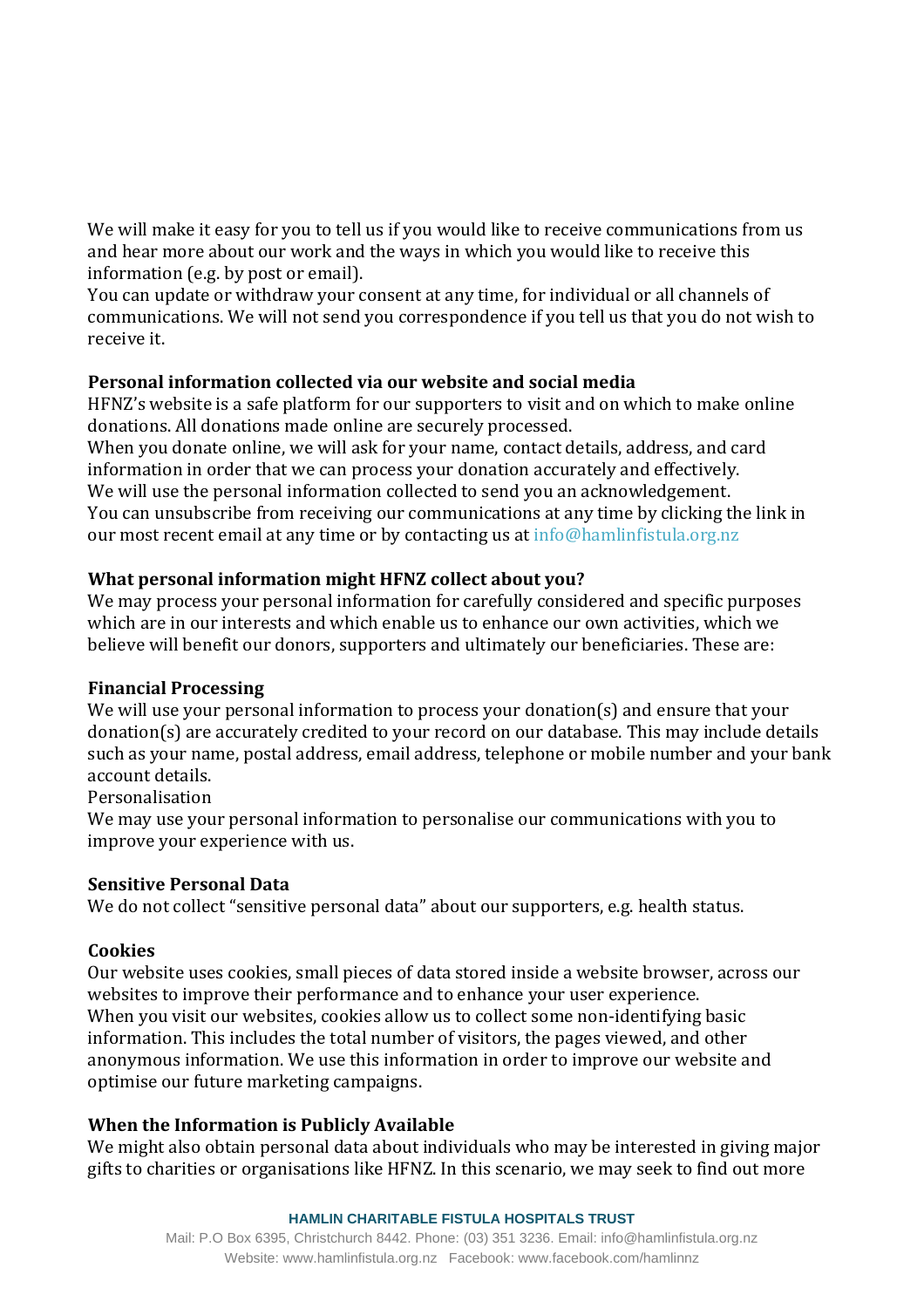We will make it easy for you to tell us if you would like to receive communications from us and hear more about our work and the ways in which you would like to receive this information (e.g. by post or email).

You can update or withdraw your consent at any time, for individual or all channels of communications. We will not send you correspondence if you tell us that you do not wish to receive it.

**Personal information collected via our website and social media**

HFNZ's website is a safe platform for our supporters to visit and on which to make online donations. All donations made online are securely processed.

When you donate online, we will ask for your name, contact details, address, and card information in order that we can process your donation accurately and effectively.

We will use the personal information collected to send you an acknowledgement.

You can unsubscribe from receiving our communications at any time by clicking the link in our most recent email at any time or by contacting us at info@hamlinfistula.org.nz

**What personal information might HFNZ collect about you?**

We may process your personal information for carefully considered and specific purposes which are in our interests and which enable us to enhance our own activities, which we believe will benefit our donors, supporters and ultimately our beneficiaries. These are:

**Financial Processing**

We will use your personal information to process your donation(s) and ensure that your donation(s) are accurately credited to your record on our database. This may include details such as your name, postal address, email address, telephone or mobile number and your bank account details.

Personalisation

We may use your personal information to personalise our communications with you to improve your experience with us.

**Sensitive Personal Data**

We do not collect "sensitive personal data" about our supporters, e.g. health status.

**Cookies**

Our website uses cookies, small pieces of data stored inside a website browser, across our websites to improve their performance and to enhance your user experience.

When you visit our websites, cookies allow us to collect some non-identifying basic information. This includes the total number of visitors, the pages viewed, and other anonymous information. We use this information in order to improve our website and optimise our future marketing campaigns.

**When the Information is Publicly Available**

We might also obtain personal data about individuals who may be interested in giving major gifts to charities or organisations like HFNZ. In this scenario, we may seek to find out more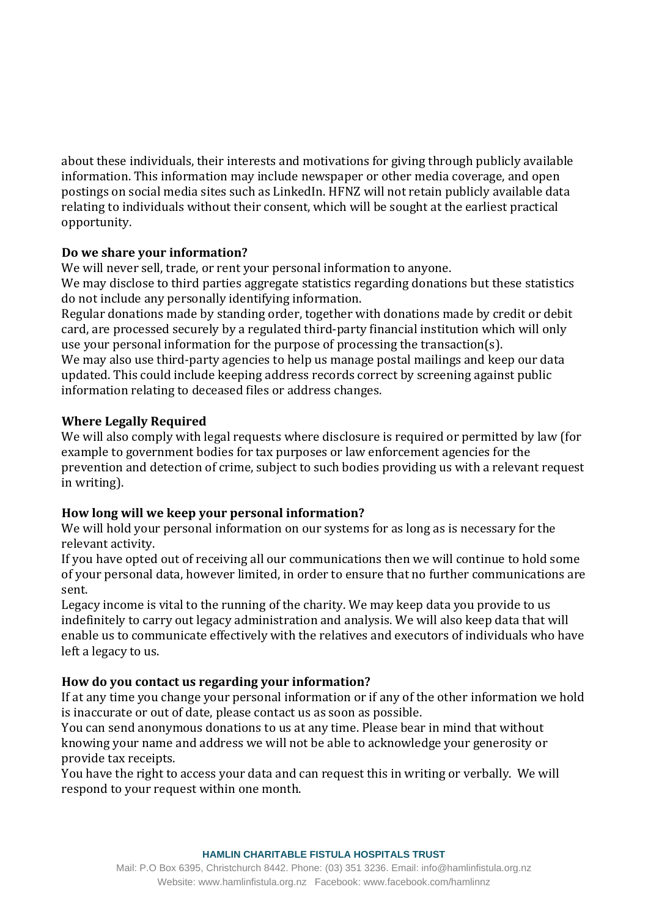about these individuals, their interests and motivations for giving through publicly available information. This information may include newspaper or other media coverage, and open postings on social media sites such as LinkedIn. HFNZ will not retain publicly available data relating to individuals without their consent, which will be sought at the earliest practical opportunity.

**Do we share your information?**

We will never sell, trade, or rent your personal information to anyone.

We may disclose to third parties aggregate statistics regarding donations but these statistics do not include any personally identifying information.

Regular donations made by standing order, together with donations made by credit or debit card, are processed securely by a regulated third-party financial institution which will only use your personal information for the purpose of processing the transaction(s).

We may also use third-party agencies to help us manage postal mailings and keep our data updated. This could include keeping address records correct by screening against public information relating to deceased files or address changes.

**Where Legally Required**

We will also comply with legal requests where disclosure is required or permitted by law (for example to government bodies for tax purposes or law enforcement agencies for the prevention and detection of crime, subject to such bodies providing us with a relevant request in writing).

**How long will we keep your personal information?**

We will hold your personal information on our systems for as long as is necessary for the relevant activity.

If you have opted out of receiving all our communications then we will continue to hold some of your personal data, however limited, in order to ensure that no further communications are sent.

Legacy income is vital to the running of the charity. We may keep data you provide to us indefinitely to carry out legacy administration and analysis. We will also keep data that will enable us to communicate effectively with the relatives and executors of individuals who have left a legacy to us.

**How do you contact us regarding your information?**

If at any time you change your personal information or if any of the other information we hold is inaccurate or out of date, please contact us as soon as possible.

You can send anonymous donations to us at any time. Please bear in mind that without knowing your name and address we will not be able to acknowledge your generosity or provide tax receipts.

You have the right to access your data and can request this in writing or verbally. We will respond to your request within one month.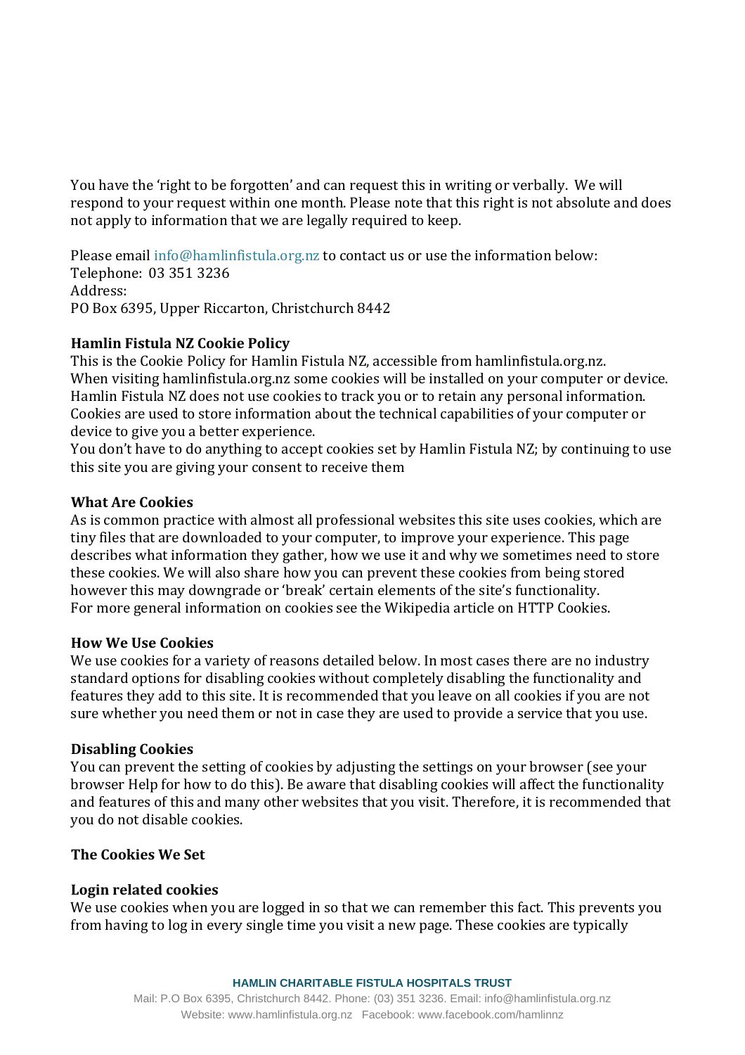You have the 'right to be forgotten' and can request this in writing or verbally. We will respond to your request within one month. Please note that this right is not absolute and does not apply to information that we are legally required to keep.

Please email info@hamlinfistula.org.nz to contact us or use the information below:
Telephone: 03 351 3236
Address:
PO Box 6395, Upper Riccarton, Christchurch 8442

**Hamlin Fistula NZ Cookie Policy**
This is the Cookie Policy for Hamlin Fistula NZ, accessible from hamlinfistula.org.nz.
When visiting hamlinfistula.org.nz some cookies will be installed on your computer or device. Hamlin Fistula NZ does not use cookies to track you or to retain any personal information. Cookies are used to store information about the technical capabilities of your computer or device to give you a better experience.
You don't have to do anything to accept cookies set by Hamlin Fistula NZ; by continuing to use this site you are giving your consent to receive them

**What Are Cookies**
As is common practice with almost all professional websites this site uses cookies, which are tiny files that are downloaded to your computer, to improve your experience. This page describes what information they gather, how we use it and why we sometimes need to store these cookies. We will also share how you can prevent these cookies from being stored however this may downgrade or 'break' certain elements of the site's functionality.
For more general information on cookies see the Wikipedia article on HTTP Cookies.

**How We Use Cookies**
We use cookies for a variety of reasons detailed below. In most cases there are no industry standard options for disabling cookies without completely disabling the functionality and features they add to this site. It is recommended that you leave on all cookies if you are not sure whether you need them or not in case they are used to provide a service that you use.

**Disabling Cookies**
You can prevent the setting of cookies by adjusting the settings on your browser (see your browser Help for how to do this). Be aware that disabling cookies will affect the functionality and features of this and many other websites that you visit. Therefore, it is recommended that you do not disable cookies.

**The Cookies We Set**

**Login related cookies**
We use cookies when you are logged in so that we can remember this fact. This prevents you from having to log in every single time you visit a new page. These cookies are typically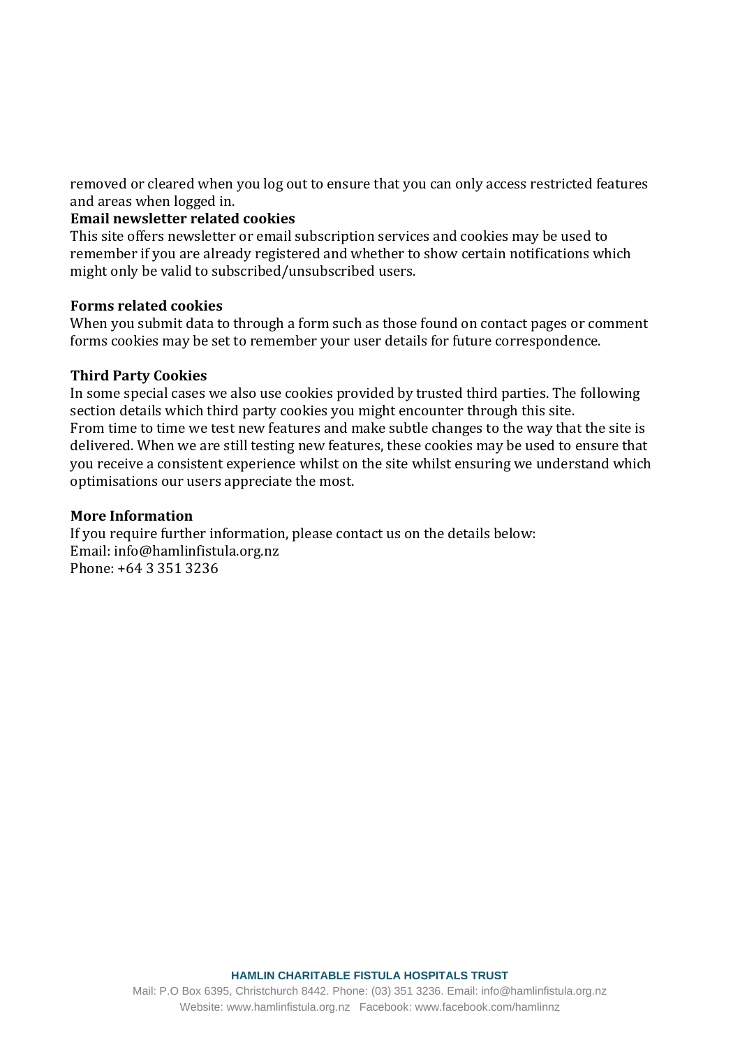removed or cleared when you log out to ensure that you can only access restricted features and areas when logged in.

**Email newsletter related cookies**

This site offers newsletter or email subscription services and cookies may be used to remember if you are already registered and whether to show certain notifications which might only be valid to subscribed/unsubscribed users.

**Forms related cookies**

When you submit data to through a form such as those found on contact pages or comment forms cookies may be set to remember your user details for future correspondence.

**Third Party Cookies**

In some special cases we also use cookies provided by trusted third parties. The following section details which third party cookies you might encounter through this site.
From time to time we test new features and make subtle changes to the way that the site is delivered. When we are still testing new features, these cookies may be used to ensure that you receive a consistent experience whilst on the site whilst ensuring we understand which optimisations our users appreciate the most.

**More Information**

If you require further information, please contact us on the details below:
Email: info@hamlinfistula.org.nz
Phone: +64 3 351 3236